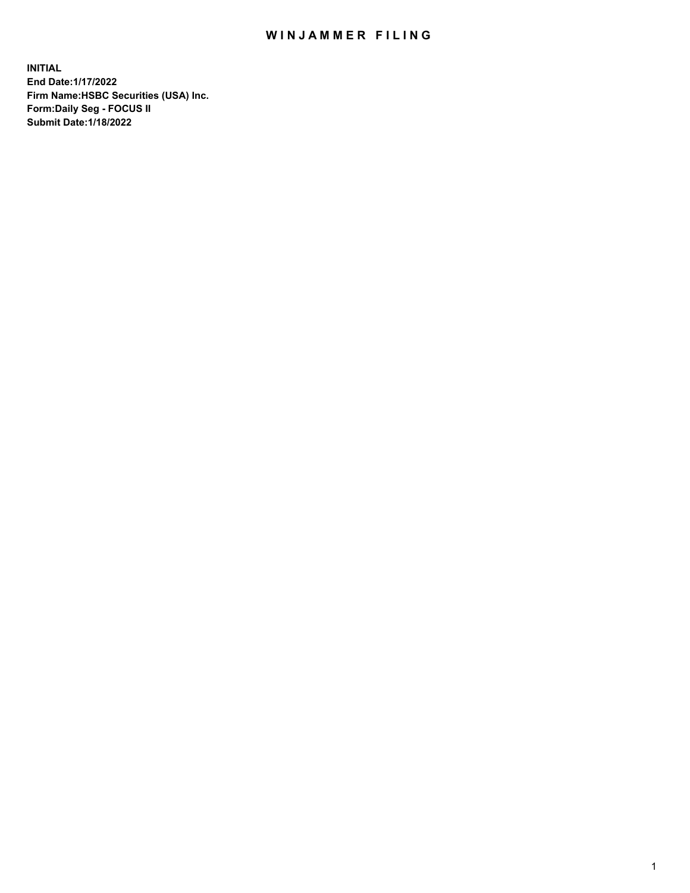# WINJAMMER FILING

**INITIAL**
**End Date:1/17/2022**
**Firm Name:HSBC Securities (USA) Inc.**
**Form:Daily Seg - FOCUS II**
**Submit Date:1/18/2022**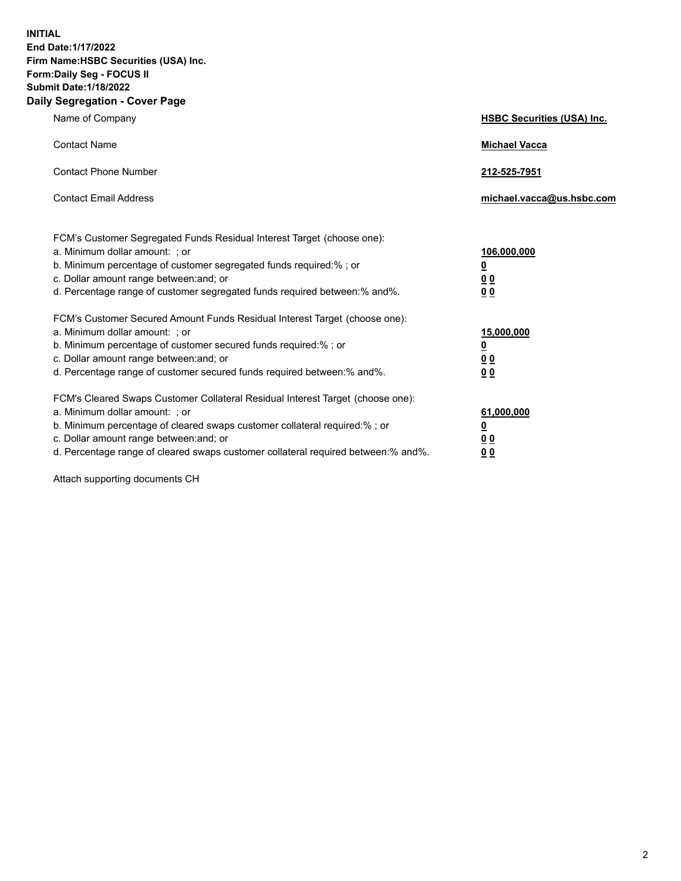**INITIAL**
**End Date:1/17/2022**
**Firm Name:HSBC Securities (USA) Inc.**
**Form:Daily Seg - FOCUS II**
**Submit Date:1/18/2022**

## Daily Segregation - Cover Page

| | |
|---|---|
| Name of Company | **HSBC Securities (USA) Inc.** |
| Contact Name | **Michael Vacca** |
| Contact Phone Number | **212-525-7951** |
| Contact Email Address | **michael.vacca@us.hsbc.com** |

FCM's Customer Segregated Funds Residual Interest Target (choose one):

| | |
|---|---|
| a. Minimum dollar amount: ; or | **106,000,000** |
| b. Minimum percentage of customer segregated funds required:% ; or | **0** |
| c. Dollar amount range between:and; or | **0 0** |
| d. Percentage range of customer segregated funds required between:% and%. | **0 0** |

FCM's Customer Secured Amount Funds Residual Interest Target (choose one):

| | |
|---|---|
| a. Minimum dollar amount: ; or | **15,000,000** |
| b. Minimum percentage of customer secured funds required:% ; or | **0** |
| c. Dollar amount range between:and; or | **0 0** |
| d. Percentage range of customer secured funds required between:% and%. | **0 0** |

FCM's Cleared Swaps Customer Collateral Residual Interest Target (choose one):

| | |
|---|---|
| a. Minimum dollar amount: ; or | **61,000,000** |
| b. Minimum percentage of cleared swaps customer collateral required:% ; or | **0** |
| c. Dollar amount range between:and; or | **0 0** |
| d. Percentage range of cleared swaps customer collateral required between:% and%. | **0 0** |

Attach supporting documents CH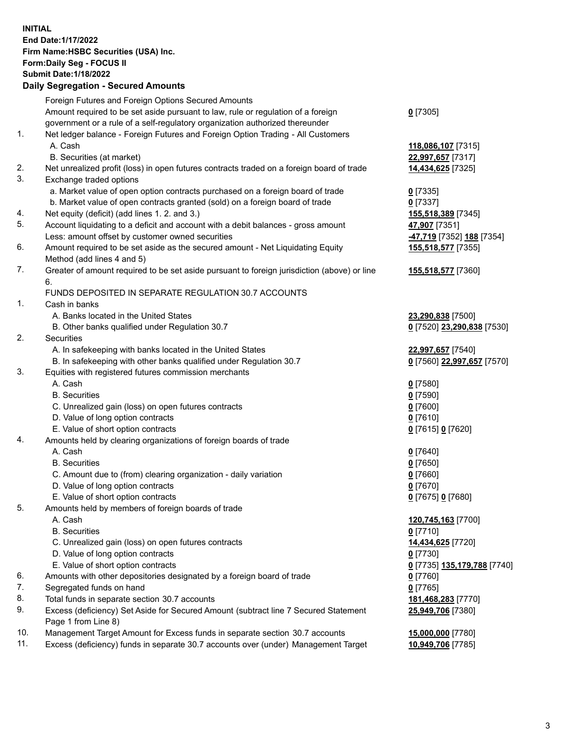**INITIAL**
**End Date:1/17/2022**
**Firm Name:HSBC Securities (USA) Inc.**
**Form:Daily Seg - FOCUS II**
**Submit Date:1/18/2022**

## Daily Segregation - Secured Amounts

| | Description | Amount |
|---|---|---|
| | Foreign Futures and Foreign Options Secured Amounts | |
| | Amount required to be set aside pursuant to law, rule or regulation of a foreign government or a rule of a self-regulatory organization authorized thereunder | **0** [7305] |
| 1. | Net ledger balance - Foreign Futures and Foreign Option Trading - All Customers | |
| | A. Cash | **118,086,107** [7315] |
| | B. Securities (at market) | **22,997,657** [7317] |
| 2. | Net unrealized profit (loss) in open futures contracts traded on a foreign board of trade | **14,434,625** [7325] |
| 3. | Exchange traded options | |
| | a. Market value of open option contracts purchased on a foreign board of trade | **0** [7335] |
| | b. Market value of open contracts granted (sold) on a foreign board of trade | **0** [7337] |
| 4. | Net equity (deficit) (add lines 1. 2. and 3.) | **155,518,389** [7345] |
| 5. | Account liquidating to a deficit and account with a debit balances - gross amount | **47,907** [7351] |
| | Less: amount offset by customer owned securities | **-47,719** [7352] **188** [7354] |
| 6. | Amount required to be set aside as the secured amount - Net Liquidating Equity Method (add lines 4 and 5) | **155,518,577** [7355] |
| 7. | Greater of amount required to be set aside pursuant to foreign jurisdiction (above) or line 6. | **155,518,577** [7360] |
| | FUNDS DEPOSITED IN SEPARATE REGULATION 30.7 ACCOUNTS | |
| 1. | Cash in banks | |
| | A. Banks located in the United States | **23,290,838** [7500] |
| | B. Other banks qualified under Regulation 30.7 | **0** [7520] **23,290,838** [7530] |
| 2. | Securities | |
| | A. In safekeeping with banks located in the United States | **22,997,657** [7540] |
| | B. In safekeeping with other banks qualified under Regulation 30.7 | **0** [7560] **22,997,657** [7570] |
| 3. | Equities with registered futures commission merchants | |
| | A. Cash | **0** [7580] |
| | B. Securities | **0** [7590] |
| | C. Unrealized gain (loss) on open futures contracts | **0** [7600] |
| | D. Value of long option contracts | **0** [7610] |
| | E. Value of short option contracts | **0** [7615] **0** [7620] |
| 4. | Amounts held by clearing organizations of foreign boards of trade | |
| | A. Cash | **0** [7640] |
| | B. Securities | **0** [7650] |
| | C. Amount due to (from) clearing organization - daily variation | **0** [7660] |
| | D. Value of long option contracts | **0** [7670] |
| | E. Value of short option contracts | **0** [7675] **0** [7680] |
| 5. | Amounts held by members of foreign boards of trade | |
| | A. Cash | **120,745,163** [7700] |
| | B. Securities | **0** [7710] |
| | C. Unrealized gain (loss) on open futures contracts | **14,434,625** [7720] |
| | D. Value of long option contracts | **0** [7730] |
| | E. Value of short option contracts | **0** [7735] **135,179,788** [7740] |
| 6. | Amounts with other depositories designated by a foreign board of trade | **0** [7760] |
| 7. | Segregated funds on hand | **0** [7765] |
| 8. | Total funds in separate section 30.7 accounts | **181,468,283** [7770] |
| 9. | Excess (deficiency) Set Aside for Secured Amount (subtract line 7 Secured Statement Page 1 from Line 8) | **25,949,706** [7380] |
| 10. | Management Target Amount for Excess funds in separate section 30.7 accounts | **15,000,000** [7780] |
| 11. | Excess (deficiency) funds in separate 30.7 accounts over (under) Management Target | **10,949,706** [7785] |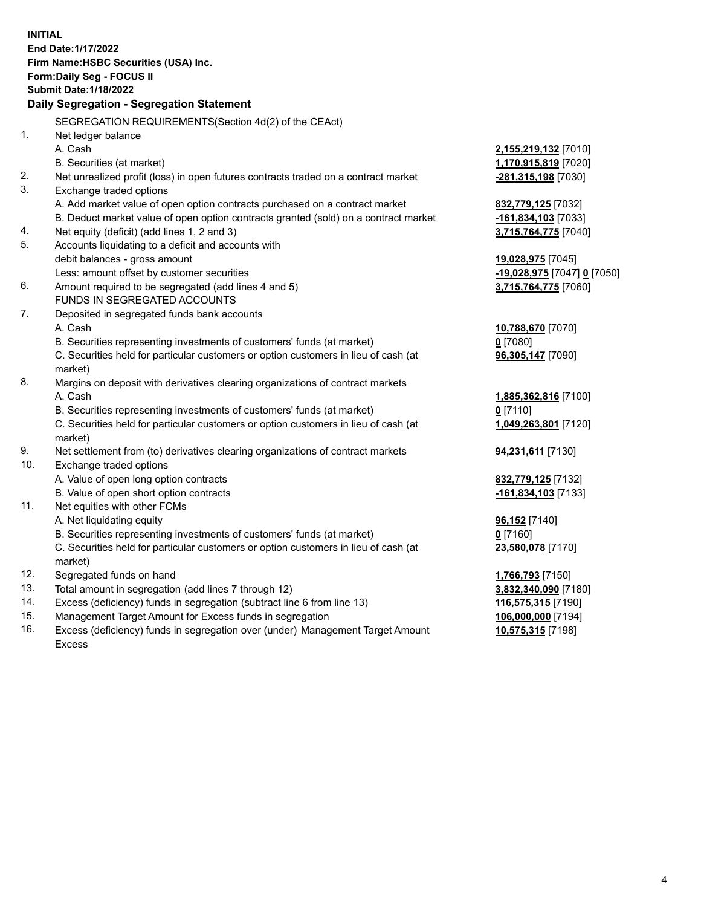**INITIAL**
**End Date:1/17/2022**
**Firm Name:HSBC Securities (USA) Inc.**
**Form:Daily Seg - FOCUS II**
**Submit Date:1/18/2022**

## Daily Segregation - Segregation Statement

SEGREGATION REQUIREMENTS(Section 4d(2) of the CEAct)

| | | |
|---|---|---|
| 1. | Net ledger balance | |
| | A. Cash | **2,155,219,132** [7010] |
| | B. Securities (at market) | **1,170,915,819** [7020] |
| 2. | Net unrealized profit (loss) in open futures contracts traded on a contract market | **-281,315,198** [7030] |
| 3. | Exchange traded options | |
| | A. Add market value of open option contracts purchased on a contract market | **832,779,125** [7032] |
| | B. Deduct market value of open option contracts granted (sold) on a contract market | **-161,834,103** [7033] |
| 4. | Net equity (deficit) (add lines 1, 2 and 3) | **3,715,764,775** [7040] |
| 5. | Accounts liquidating to a deficit and accounts with debit balances - gross amount | **19,028,975** [7045] |
| | Less: amount offset by customer securities | **-19,028,975** [7047] **0** [7050] |
| 6. | Amount required to be segregated (add lines 4 and 5) | **3,715,764,775** [7060] |
| | FUNDS IN SEGREGATED ACCOUNTS | |
| 7. | Deposited in segregated funds bank accounts | |
| | A. Cash | **10,788,670** [7070] |
| | B. Securities representing investments of customers' funds (at market) | **0** [7080] |
| | C. Securities held for particular customers or option customers in lieu of cash (at market) | **96,305,147** [7090] |
| 8. | Margins on deposit with derivatives clearing organizations of contract markets | |
| | A. Cash | **1,885,362,816** [7100] |
| | B. Securities representing investments of customers' funds (at market) | **0** [7110] |
| | C. Securities held for particular customers or option customers in lieu of cash (at market) | **1,049,263,801** [7120] |
| 9. | Net settlement from (to) derivatives clearing organizations of contract markets | **94,231,611** [7130] |
| 10. | Exchange traded options | |
| | A. Value of open long option contracts | **832,779,125** [7132] |
| | B. Value of open short option contracts | **-161,834,103** [7133] |
| 11. | Net equities with other FCMs | |
| | A. Net liquidating equity | **96,152** [7140] |
| | B. Securities representing investments of customers' funds (at market) | **0** [7160] |
| | C. Securities held for particular customers or option customers in lieu of cash (at market) | **23,580,078** [7170] |
| 12. | Segregated funds on hand | **1,766,793** [7150] |
| 13. | Total amount in segregation (add lines 7 through 12) | **3,832,340,090** [7180] |
| 14. | Excess (deficiency) funds in segregation (subtract line 6 from line 13) | **116,575,315** [7190] |
| 15. | Management Target Amount for Excess funds in segregation | **106,000,000** [7194] |
| 16. | Excess (deficiency) funds in segregation over (under) Management Target Amount Excess | **10,575,315** [7198] |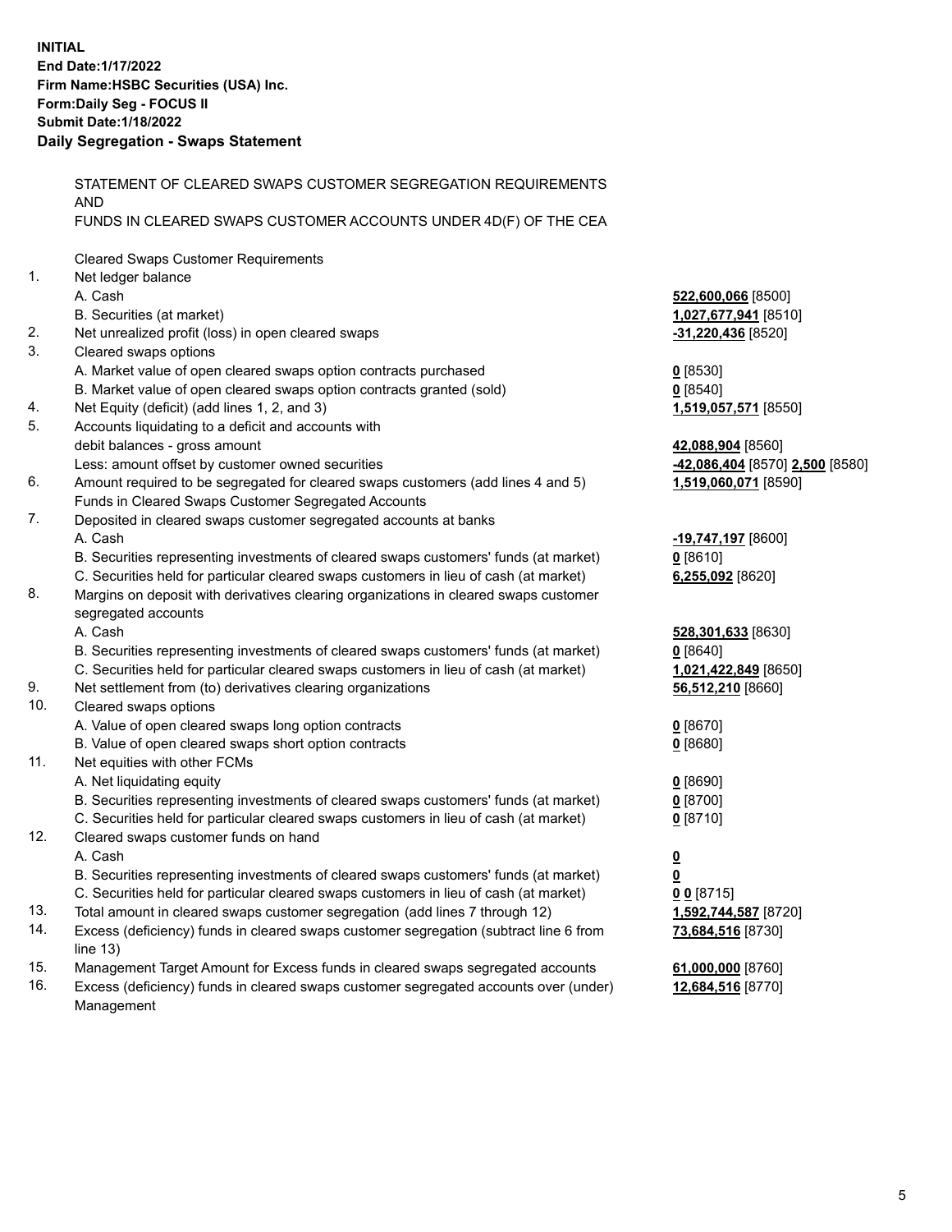**INITIAL**
**End Date:1/17/2022**
**Firm Name:HSBC Securities (USA) Inc.**
**Form:Daily Seg - FOCUS II**
**Submit Date:1/18/2022**
**Daily Segregation - Swaps Statement**

STATEMENT OF CLEARED SWAPS CUSTOMER SEGREGATION REQUIREMENTS AND FUNDS IN CLEARED SWAPS CUSTOMER ACCOUNTS UNDER 4D(F) OF THE CEA

| | | |
|---|---|---|
| | Cleared Swaps Customer Requirements | |
| 1. | Net ledger balance | |
| | A. Cash | **522,600,066** [8500] |
| | B. Securities (at market) | **1,027,677,941** [8510] |
| 2. | Net unrealized profit (loss) in open cleared swaps | **-31,220,436** [8520] |
| 3. | Cleared swaps options | |
| | A. Market value of open cleared swaps option contracts purchased | **0** [8530] |
| | B. Market value of open cleared swaps option contracts granted (sold) | **0** [8540] |
| 4. | Net Equity (deficit) (add lines 1, 2, and 3) | **1,519,057,571** [8550] |
| 5. | Accounts liquidating to a deficit and accounts with debit balances - gross amount | **42,088,904** [8560] |
| | Less: amount offset by customer owned securities | **-42,086,404** [8570] **2,500** [8580] |
| 6. | Amount required to be segregated for cleared swaps customers (add lines 4 and 5) | **1,519,060,071** [8590] |
| | Funds in Cleared Swaps Customer Segregated Accounts | |
| 7. | Deposited in cleared swaps customer segregated accounts at banks | |
| | A. Cash | **-19,747,197** [8600] |
| | B. Securities representing investments of cleared swaps customers' funds (at market) | **0** [8610] |
| | C. Securities held for particular cleared swaps customers in lieu of cash (at market) | **6,255,092** [8620] |
| 8. | Margins on deposit with derivatives clearing organizations in cleared swaps customer segregated accounts | |
| | A. Cash | **528,301,633** [8630] |
| | B. Securities representing investments of cleared swaps customers' funds (at market) | **0** [8640] |
| | C. Securities held for particular cleared swaps customers in lieu of cash (at market) | **1,021,422,849** [8650] |
| 9. | Net settlement from (to) derivatives clearing organizations | **56,512,210** [8660] |
| 10. | Cleared swaps options | |
| | A. Value of open cleared swaps long option contracts | **0** [8670] |
| | B. Value of open cleared swaps short option contracts | **0** [8680] |
| 11. | Net equities with other FCMs | |
| | A. Net liquidating equity | **0** [8690] |
| | B. Securities representing investments of cleared swaps customers' funds (at market) | **0** [8700] |
| | C. Securities held for particular cleared swaps customers in lieu of cash (at market) | **0** [8710] |
| 12. | Cleared swaps customer funds on hand | |
| | A. Cash | **0** |
| | B. Securities representing investments of cleared swaps customers' funds (at market) | **0** |
| | C. Securities held for particular cleared swaps customers in lieu of cash (at market) | **0** **0** [8715] |
| 13. | Total amount in cleared swaps customer segregation (add lines 7 through 12) | **1,592,744,587** [8720] |
| 14. | Excess (deficiency) funds in cleared swaps customer segregation (subtract line 6 from line 13) | **73,684,516** [8730] |
| 15. | Management Target Amount for Excess funds in cleared swaps segregated accounts | **61,000,000** [8760] |
| 16. | Excess (deficiency) funds in cleared swaps customer segregated accounts over (under) Management | **12,684,516** [8770] |